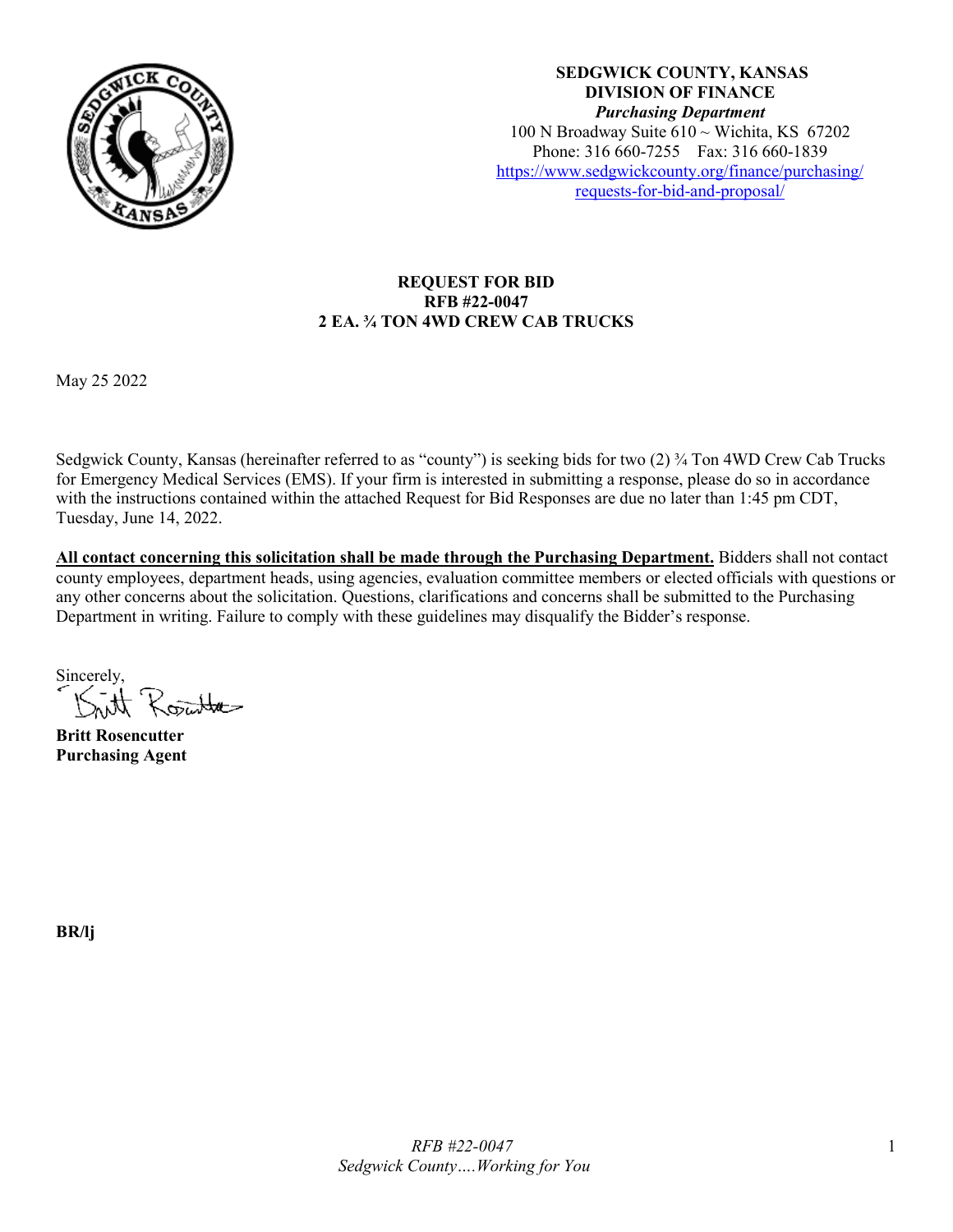**SEDGWICK COUNTY, KANSAS**
**DIVISION OF FINANCE**
***Purchasing Department***
100 N Broadway Suite 610 ~ Wichita, KS 67202
Phone: 316 660-7255 Fax: 316 660-1839
[https://www.sedgwickcounty.org/finance/purchasing/requests-for-bid-and-proposal/](https://www.sedgwickcounty.org/finance/purchasing/requests-for-bid-and-proposal/)

# REQUEST FOR BID
## RFB #22-0047
## 2 EA. ¾ TON 4WD CREW CAB TRUCKS

May 25 2022

Sedgwick County, Kansas (hereinafter referred to as "county") is seeking bids for two (2) ¾ Ton 4WD Crew Cab Trucks for Emergency Medical Services (EMS). If your firm is interested in submitting a response, please do so in accordance with the instructions contained within the attached Request for Bid Responses are due no later than 1:45 pm CDT, Tuesday, June 14, 2022.

**All contact concerning this solicitation shall be made through the Purchasing Department.** Bidders shall not contact county employees, department heads, using agencies, evaluation committee members or elected officials with questions or any other concerns about the solicitation. Questions, clarifications and concerns shall be submitted to the Purchasing Department in writing. Failure to comply with these guidelines may disqualify the Bidder's response.

Sincerely,

**Britt Rosencutter**
**Purchasing Agent**

**BR/lj**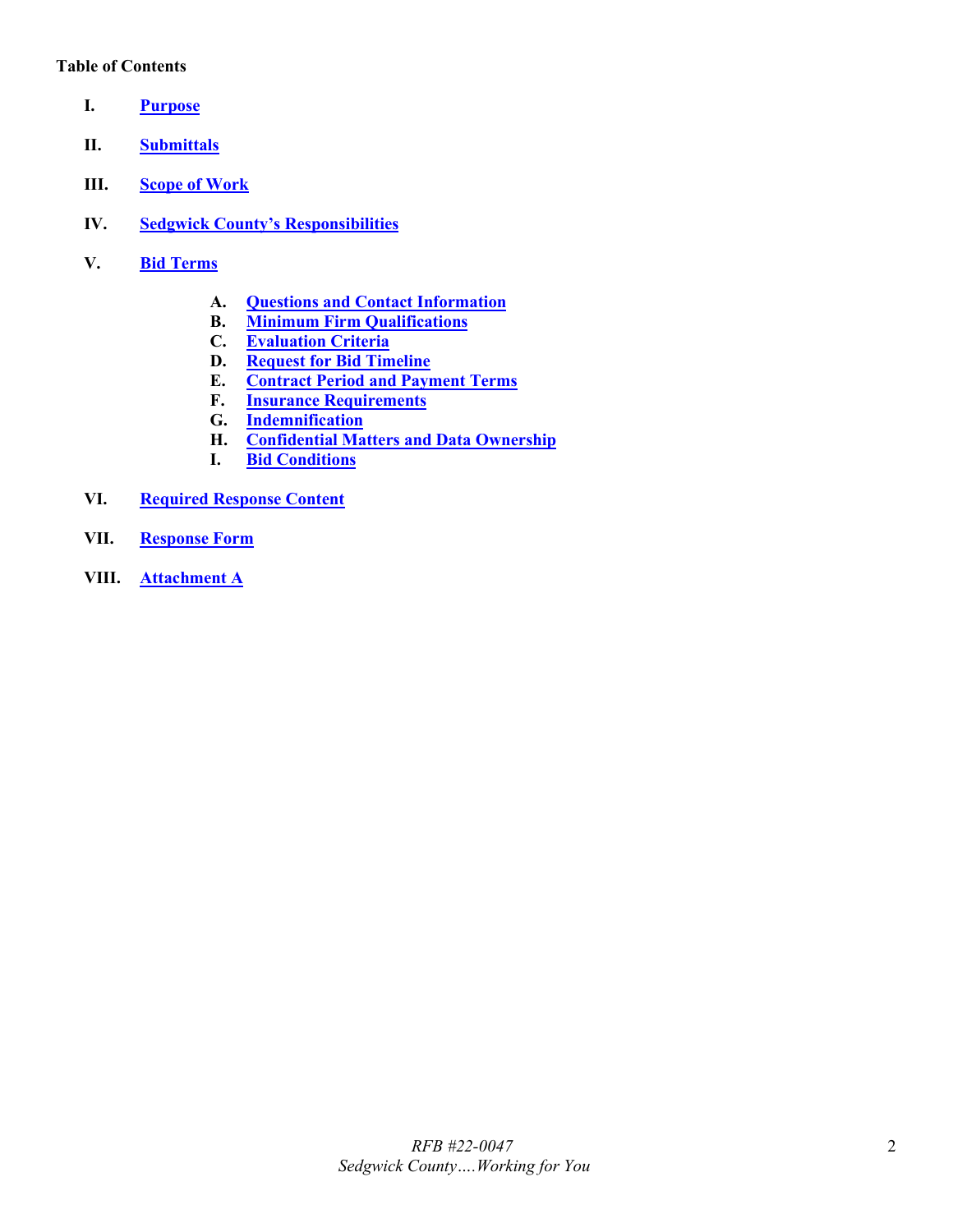**Table of Contents**

- **I.** **Purpose**
- **II.** **Submittals**
- **III.** **Scope of Work**
- **IV.** **Sedgwick County's Responsibilities**
- **V.** **Bid Terms**
  - **A.** **Questions and Contact Information**
  - **B.** **Minimum Firm Qualifications**
  - **C.** **Evaluation Criteria**
  - **D.** **Request for Bid Timeline**
  - **E.** **Contract Period and Payment Terms**
  - **F.** **Insurance Requirements**
  - **G.** **Indemnification**
  - **H.** **Confidential Matters and Data Ownership**
  - **I.** **Bid Conditions**
- **VI.** **Required Response Content**
- **VII.** **Response Form**
- **VIII.** **Attachment A**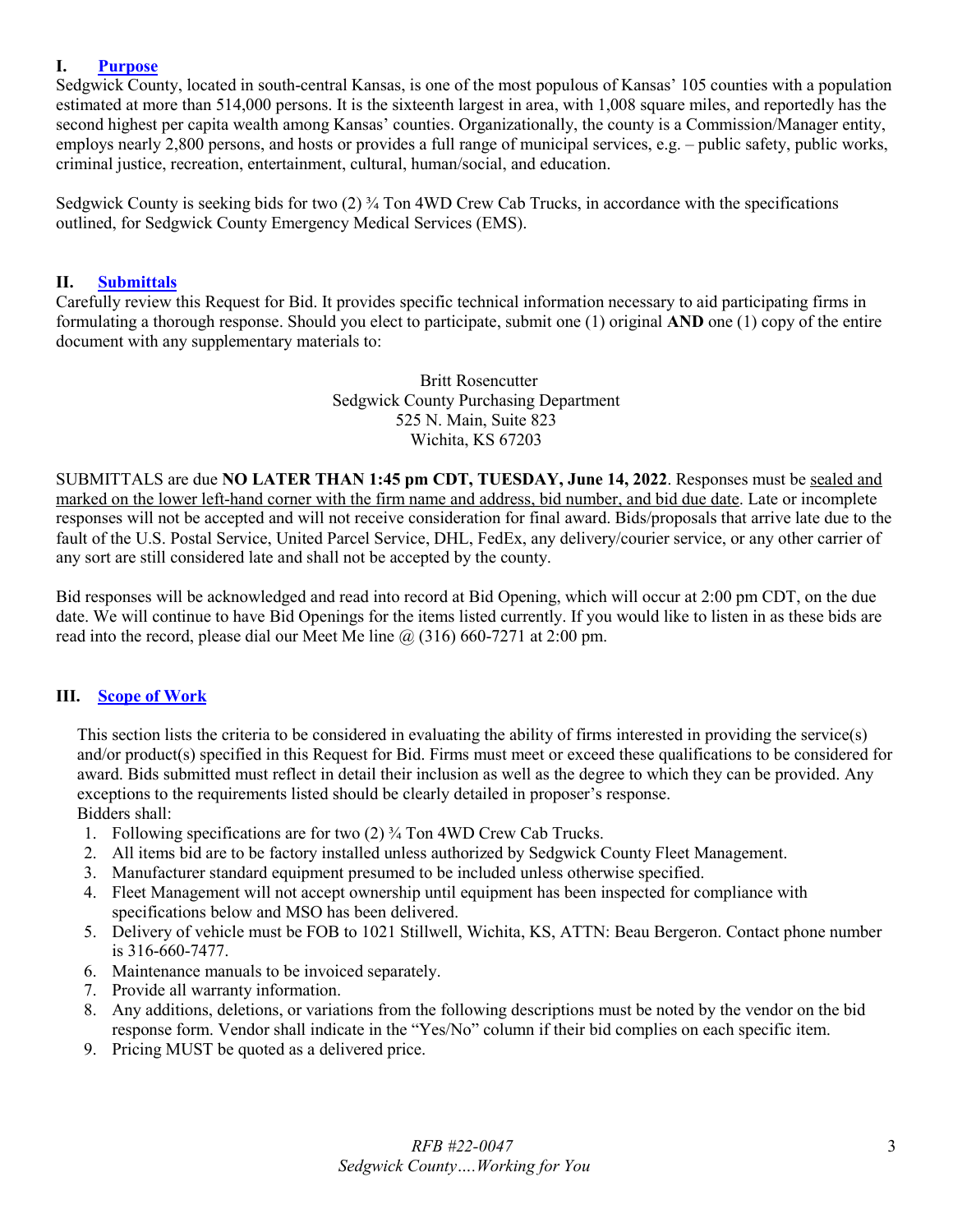## I. Purpose

Sedgwick County, located in south-central Kansas, is one of the most populous of Kansas' 105 counties with a population estimated at more than 514,000 persons. It is the sixteenth largest in area, with 1,008 square miles, and reportedly has the second highest per capita wealth among Kansas' counties. Organizationally, the county is a Commission/Manager entity, employs nearly 2,800 persons, and hosts or provides a full range of municipal services, e.g. – public safety, public works, criminal justice, recreation, entertainment, cultural, human/social, and education.

Sedgwick County is seeking bids for two (2) ¾ Ton 4WD Crew Cab Trucks, in accordance with the specifications outlined, for Sedgwick County Emergency Medical Services (EMS).

## II. Submittals

Carefully review this Request for Bid. It provides specific technical information necessary to aid participating firms in formulating a thorough response. Should you elect to participate, submit one (1) original **AND** one (1) copy of the entire document with any supplementary materials to:

Britt Rosencutter
Sedgwick County Purchasing Department
525 N. Main, Suite 823
Wichita, KS 67203

SUBMITTALS are due **NO LATER THAN 1:45 pm CDT, TUESDAY, June 14, 2022**. Responses must be sealed and marked on the lower left-hand corner with the firm name and address, bid number, and bid due date. Late or incomplete responses will not be accepted and will not receive consideration for final award. Bids/proposals that arrive late due to the fault of the U.S. Postal Service, United Parcel Service, DHL, FedEx, any delivery/courier service, or any other carrier of any sort are still considered late and shall not be accepted by the county.

Bid responses will be acknowledged and read into record at Bid Opening, which will occur at 2:00 pm CDT, on the due date. We will continue to have Bid Openings for the items listed currently. If you would like to listen in as these bids are read into the record, please dial our Meet Me line @ (316) 660-7271 at 2:00 pm.

## III. Scope of Work

This section lists the criteria to be considered in evaluating the ability of firms interested in providing the service(s) and/or product(s) specified in this Request for Bid. Firms must meet or exceed these qualifications to be considered for award. Bids submitted must reflect in detail their inclusion as well as the degree to which they can be provided. Any exceptions to the requirements listed should be clearly detailed in proposer's response.
Bidders shall:

1. Following specifications are for two (2) ¾ Ton 4WD Crew Cab Trucks.
2. All items bid are to be factory installed unless authorized by Sedgwick County Fleet Management.
3. Manufacturer standard equipment presumed to be included unless otherwise specified.
4. Fleet Management will not accept ownership until equipment has been inspected for compliance with specifications below and MSO has been delivered.
5. Delivery of vehicle must be FOB to 1021 Stillwell, Wichita, KS, ATTN: Beau Bergeron. Contact phone number is 316-660-7477.
6. Maintenance manuals to be invoiced separately.
7. Provide all warranty information.
8. Any additions, deletions, or variations from the following descriptions must be noted by the vendor on the bid response form. Vendor shall indicate in the "Yes/No" column if their bid complies on each specific item.
9. Pricing MUST be quoted as a delivered price.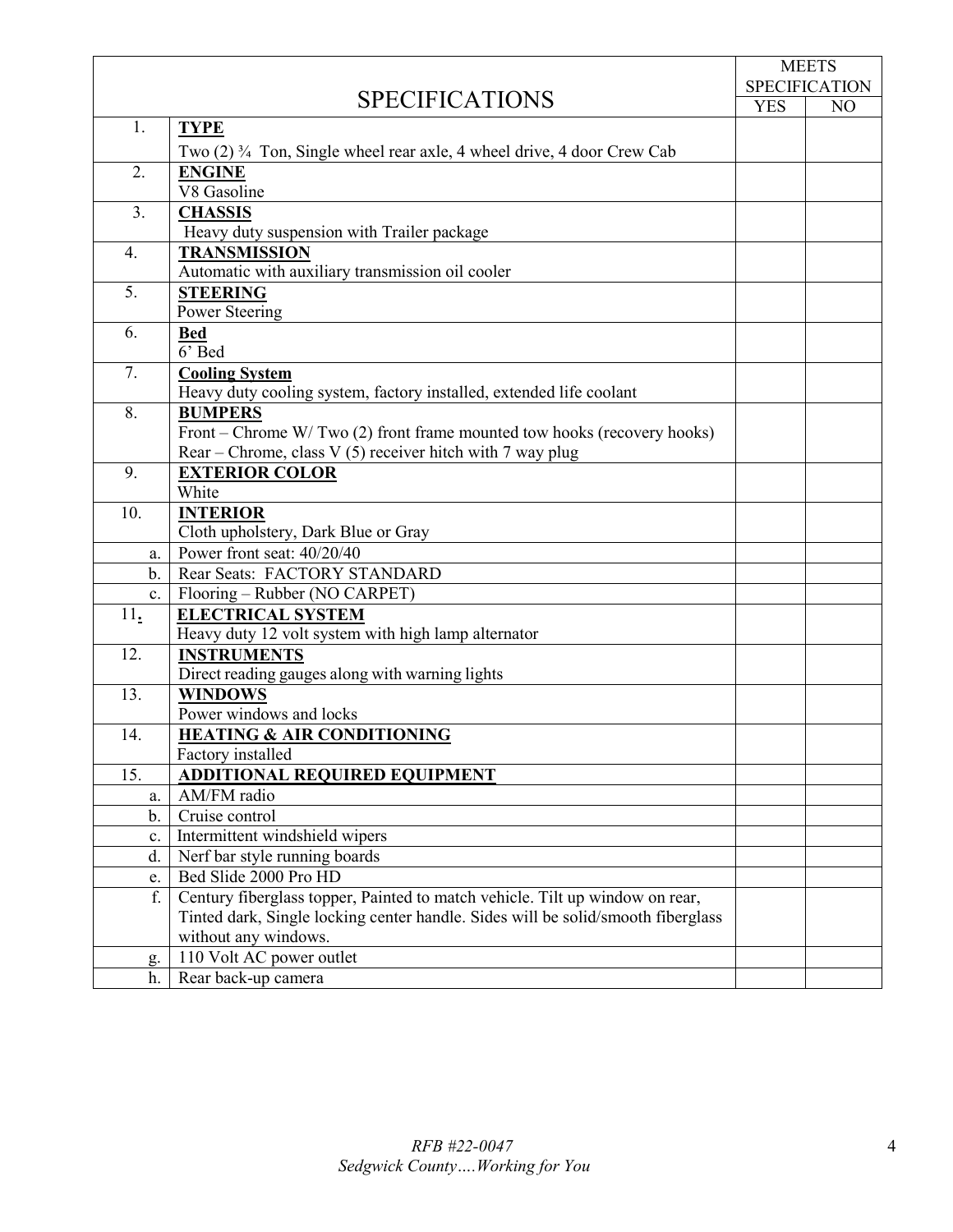| | SPECIFICATIONS | MEETS SPECIFICATION | |
|---|---|---|---|
| | | YES | NO |
| 1. | **TYPE**<br>Two (2) ¾ Ton, Single wheel rear axle, 4 wheel drive, 4 door Crew Cab | | |
| 2. | **ENGINE**<br>V8 Gasoline | | |
| 3. | **CHASSIS**<br>Heavy duty suspension with Trailer package | | |
| 4. | **TRANSMISSION**<br>Automatic with auxiliary transmission oil cooler | | |
| 5. | **STEERING**<br>Power Steering | | |
| 6. | **Bed**<br>6' Bed | | |
| 7. | **Cooling System**<br>Heavy duty cooling system, factory installed, extended life coolant | | |
| 8. | **BUMPERS**<br>Front – Chrome W/ Two (2) front frame mounted tow hooks (recovery hooks)<br>Rear – Chrome, class V (5) receiver hitch with 7 way plug | | |
| 9. | **EXTERIOR COLOR**<br>White | | |
| 10. | **INTERIOR**<br>Cloth upholstery, Dark Blue or Gray | | |
| a. | Power front seat: 40/20/40 | | |
| b. | Rear Seats: FACTORY STANDARD | | |
| c. | Flooring – Rubber (NO CARPET) | | |
| 11. | **ELECTRICAL SYSTEM**<br>Heavy duty 12 volt system with high lamp alternator | | |
| 12. | **INSTRUMENTS**<br>Direct reading gauges along with warning lights | | |
| 13. | **WINDOWS**<br>Power windows and locks | | |
| 14. | **HEATING & AIR CONDITIONING**<br>Factory installed | | |
| 15. | **ADDITIONAL REQUIRED EQUIPMENT** | | |
| a. | AM/FM radio | | |
| b. | Cruise control | | |
| c. | Intermittent windshield wipers | | |
| d. | Nerf bar style running boards | | |
| e. | Bed Slide 2000 Pro HD | | |
| f. | Century fiberglass topper, Painted to match vehicle. Tilt up window on rear, Tinted dark, Single locking center handle. Sides will be solid/smooth fiberglass without any windows. | | |
| g. | 110 Volt AC power outlet | | |
| h. | Rear back-up camera | | |

*RFB #22-0047*
*Sedgwick County….Working for You*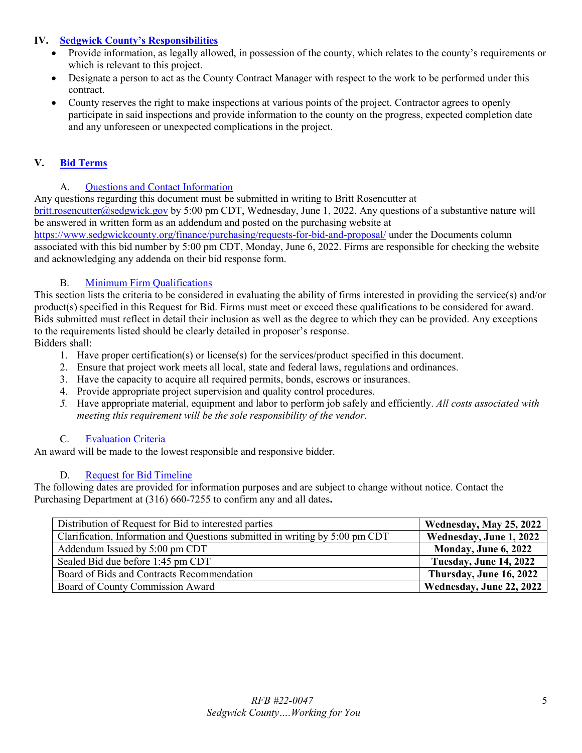## IV. Sedgwick County's Responsibilities

- Provide information, as legally allowed, in possession of the county, which relates to the county's requirements or which is relevant to this project.
- Designate a person to act as the County Contract Manager with respect to the work to be performed under this contract.
- County reserves the right to make inspections at various points of the project. Contractor agrees to openly participate in said inspections and provide information to the county on the progress, expected completion date and any unforeseen or unexpected complications in the project.

## V. Bid Terms

### A. Questions and Contact Information

Any questions regarding this document must be submitted in writing to Britt Rosencutter at britt.rosencutter@sedgwick.gov by 5:00 pm CDT, Wednesday, June 1, 2022. Any questions of a substantive nature will be answered in written form as an addendum and posted on the purchasing website at https://www.sedgwickcounty.org/finance/purchasing/requests-for-bid-and-proposal/ under the Documents column associated with this bid number by 5:00 pm CDT, Monday, June 6, 2022. Firms are responsible for checking the website and acknowledging any addenda on their bid response form.

### B. Minimum Firm Qualifications

This section lists the criteria to be considered in evaluating the ability of firms interested in providing the service(s) and/or product(s) specified in this Request for Bid. Firms must meet or exceed these qualifications to be considered for award. Bids submitted must reflect in detail their inclusion as well as the degree to which they can be provided. Any exceptions to the requirements listed should be clearly detailed in proposer's response.

Bidders shall:

1. Have proper certification(s) or license(s) for the services/product specified in this document.
2. Ensure that project work meets all local, state and federal laws, regulations and ordinances.
3. Have the capacity to acquire all required permits, bonds, escrows or insurances.
4. Provide appropriate project supervision and quality control procedures.
5. Have appropriate material, equipment and labor to perform job safely and efficiently. *All costs associated with meeting this requirement will be the sole responsibility of the vendor.*

### C. Evaluation Criteria

An award will be made to the lowest responsible and responsive bidder.

### D. Request for Bid Timeline

The following dates are provided for information purposes and are subject to change without notice. Contact the Purchasing Department at (316) 660-7255 to confirm any and all dates**.**

| | |
|---|---|
| Distribution of Request for Bid to interested parties | **Wednesday, May 25, 2022** |
| Clarification, Information and Questions submitted in writing by 5:00 pm CDT | **Wednesday, June 1, 2022** |
| Addendum Issued by 5:00 pm CDT | **Monday, June 6, 2022** |
| Sealed Bid due before 1:45 pm CDT | **Tuesday, June 14, 2022** |
| Board of Bids and Contracts Recommendation | **Thursday, June 16, 2022** |
| Board of County Commission Award | **Wednesday, June 22, 2022** |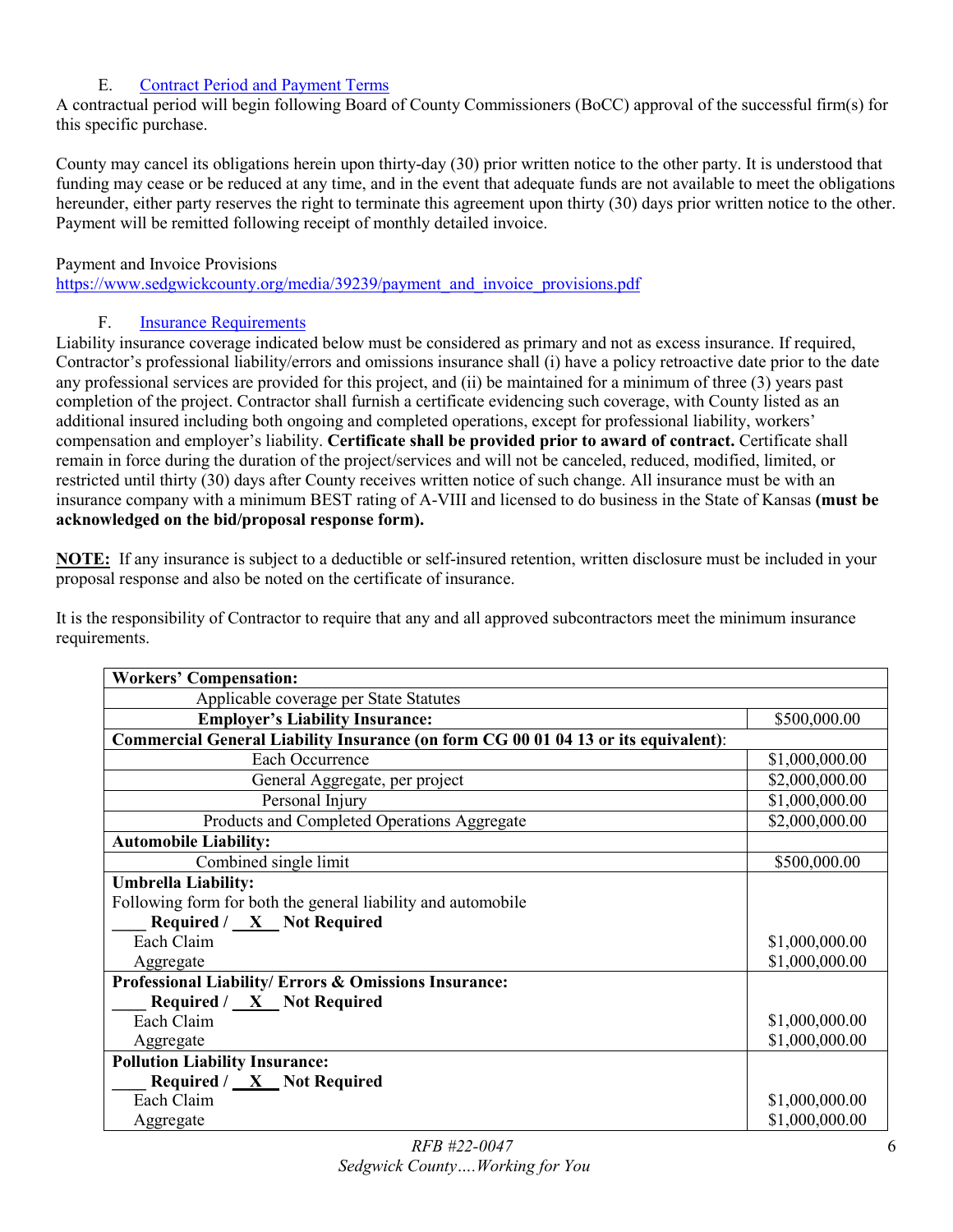### E. Contract Period and Payment Terms

A contractual period will begin following Board of County Commissioners (BoCC) approval of the successful firm(s) for this specific purchase.

County may cancel its obligations herein upon thirty-day (30) prior written notice to the other party. It is understood that funding may cease or be reduced at any time, and in the event that adequate funds are not available to meet the obligations hereunder, either party reserves the right to terminate this agreement upon thirty (30) days prior written notice to the other. Payment will be remitted following receipt of monthly detailed invoice.

Payment and Invoice Provisions
https://www.sedgwickcounty.org/media/39239/payment_and_invoice_provisions.pdf

### F. Insurance Requirements

Liability insurance coverage indicated below must be considered as primary and not as excess insurance. If required, Contractor's professional liability/errors and omissions insurance shall (i) have a policy retroactive date prior to the date any professional services are provided for this project, and (ii) be maintained for a minimum of three (3) years past completion of the project. Contractor shall furnish a certificate evidencing such coverage, with County listed as an additional insured including both ongoing and completed operations, except for professional liability, workers' compensation and employer's liability. **Certificate shall be provided prior to award of contract.** Certificate shall remain in force during the duration of the project/services and will not be canceled, reduced, modified, limited, or restricted until thirty (30) days after County receives written notice of such change. All insurance must be with an insurance company with a minimum BEST rating of A-VIII and licensed to do business in the State of Kansas **(must be acknowledged on the bid/proposal response form).**

**NOTE:** If any insurance is subject to a deductible or self-insured retention, written disclosure must be included in your proposal response and also be noted on the certificate of insurance.

It is the responsibility of Contractor to require that any and all approved subcontractors meet the minimum insurance requirements.

| **Workers' Compensation:** | |
|---|---|
| Applicable coverage per State Statutes | |
| **Employer's Liability Insurance:** | $500,000.00 |
| **Commercial General Liability Insurance (on form CG 00 01 04 13 or its equivalent):** | |
| Each Occurrence | $1,000,000.00 |
| General Aggregate, per project | $2,000,000.00 |
| Personal Injury | $1,000,000.00 |
| Products and Completed Operations Aggregate | $2,000,000.00 |
| **Automobile Liability:** | |
| Combined single limit | $500,000.00 |
| **Umbrella Liability:**<br>Following form for both the general liability and automobile<br>**____ Required / __X__ Not Required**<br>Each Claim<br>Aggregate | <br><br><br>$1,000,000.00<br>$1,000,000.00 |
| **Professional Liability/ Errors & Omissions Insurance:**<br>**____ Required / __X__ Not Required**<br>Each Claim<br>Aggregate | <br><br>$1,000,000.00<br>$1,000,000.00 |
| **Pollution Liability Insurance:**<br>**____ Required / __X__ Not Required**<br>Each Claim<br>Aggregate | <br><br>$1,000,000.00<br>$1,000,000.00 |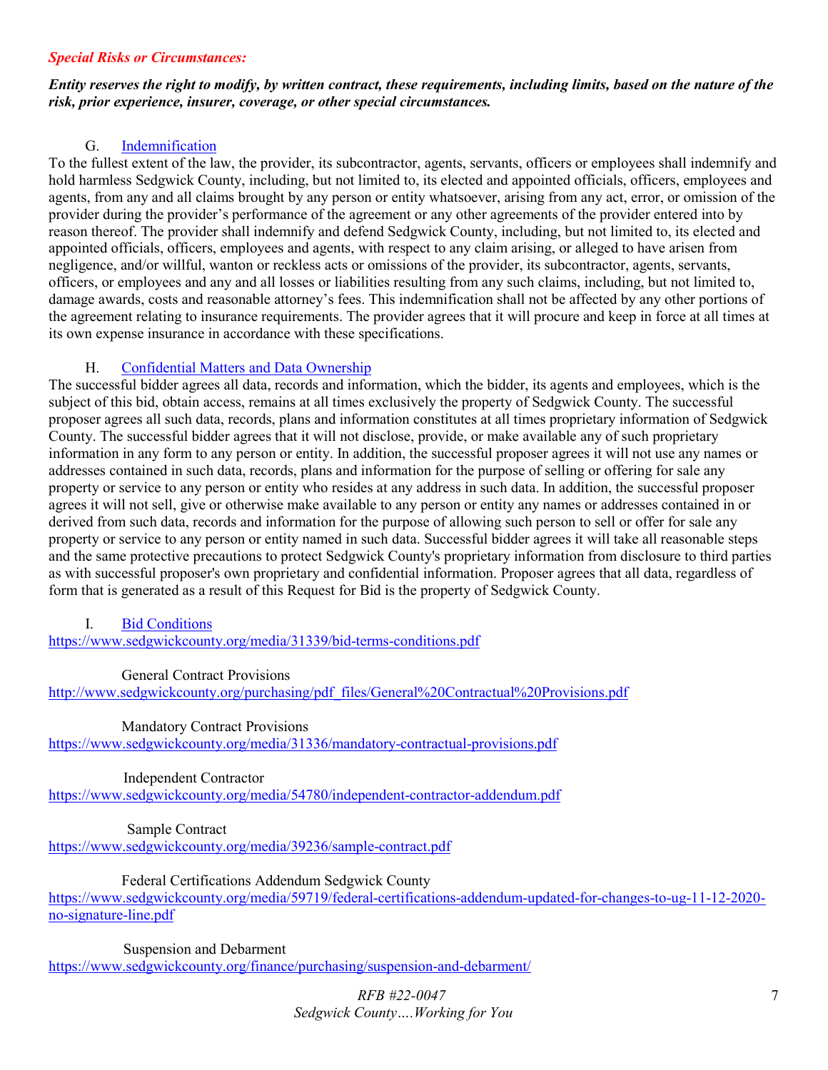***Special Risks or Circumstances:***

***Entity reserves the right to modify, by written contract, these requirements, including limits, based on the nature of the risk, prior experience, insurer, coverage, or other special circumstances.***

G. [Indemnification]()

To the fullest extent of the law, the provider, its subcontractor, agents, servants, officers or employees shall indemnify and hold harmless Sedgwick County, including, but not limited to, its elected and appointed officials, officers, employees and agents, from any and all claims brought by any person or entity whatsoever, arising from any act, error, or omission of the provider during the provider's performance of the agreement or any other agreements of the provider entered into by reason thereof. The provider shall indemnify and defend Sedgwick County, including, but not limited to, its elected and appointed officials, officers, employees and agents, with respect to any claim arising, or alleged to have arisen from negligence, and/or willful, wanton or reckless acts or omissions of the provider, its subcontractor, agents, servants, officers, or employees and any and all losses or liabilities resulting from any such claims, including, but not limited to, damage awards, costs and reasonable attorney's fees. This indemnification shall not be affected by any other portions of the agreement relating to insurance requirements. The provider agrees that it will procure and keep in force at all times at its own expense insurance in accordance with these specifications.

H. [Confidential Matters and Data Ownership]()

The successful bidder agrees all data, records and information, which the bidder, its agents and employees, which is the subject of this bid, obtain access, remains at all times exclusively the property of Sedgwick County. The successful proposer agrees all such data, records, plans and information constitutes at all times proprietary information of Sedgwick County. The successful bidder agrees that it will not disclose, provide, or make available any of such proprietary information in any form to any person or entity. In addition, the successful proposer agrees it will not use any names or addresses contained in such data, records, plans and information for the purpose of selling or offering for sale any property or service to any person or entity who resides at any address in such data. In addition, the successful proposer agrees it will not sell, give or otherwise make available to any person or entity any names or addresses contained in or derived from such data, records and information for the purpose of allowing such person to sell or offer for sale any property or service to any person or entity named in such data. Successful bidder agrees it will take all reasonable steps and the same protective precautions to protect Sedgwick County's proprietary information from disclosure to third parties as with successful proposer's own proprietary and confidential information. Proposer agrees that all data, regardless of form that is generated as a result of this Request for Bid is the property of Sedgwick County.

I. [Bid Conditions]()

https://www.sedgwickcounty.org/media/31339/bid-terms-conditions.pdf

General Contract Provisions

http://www.sedgwickcounty.org/purchasing/pdf_files/General%20Contractual%20Provisions.pdf

Mandatory Contract Provisions

https://www.sedgwickcounty.org/media/31336/mandatory-contractual-provisions.pdf

Independent Contractor

https://www.sedgwickcounty.org/media/54780/independent-contractor-addendum.pdf

Sample Contract

https://www.sedgwickcounty.org/media/39236/sample-contract.pdf

Federal Certifications Addendum Sedgwick County

https://www.sedgwickcounty.org/media/59719/federal-certifications-addendum-updated-for-changes-to-ug-11-12-2020-no-signature-line.pdf

Suspension and Debarment

https://www.sedgwickcounty.org/finance/purchasing/suspension-and-debarment/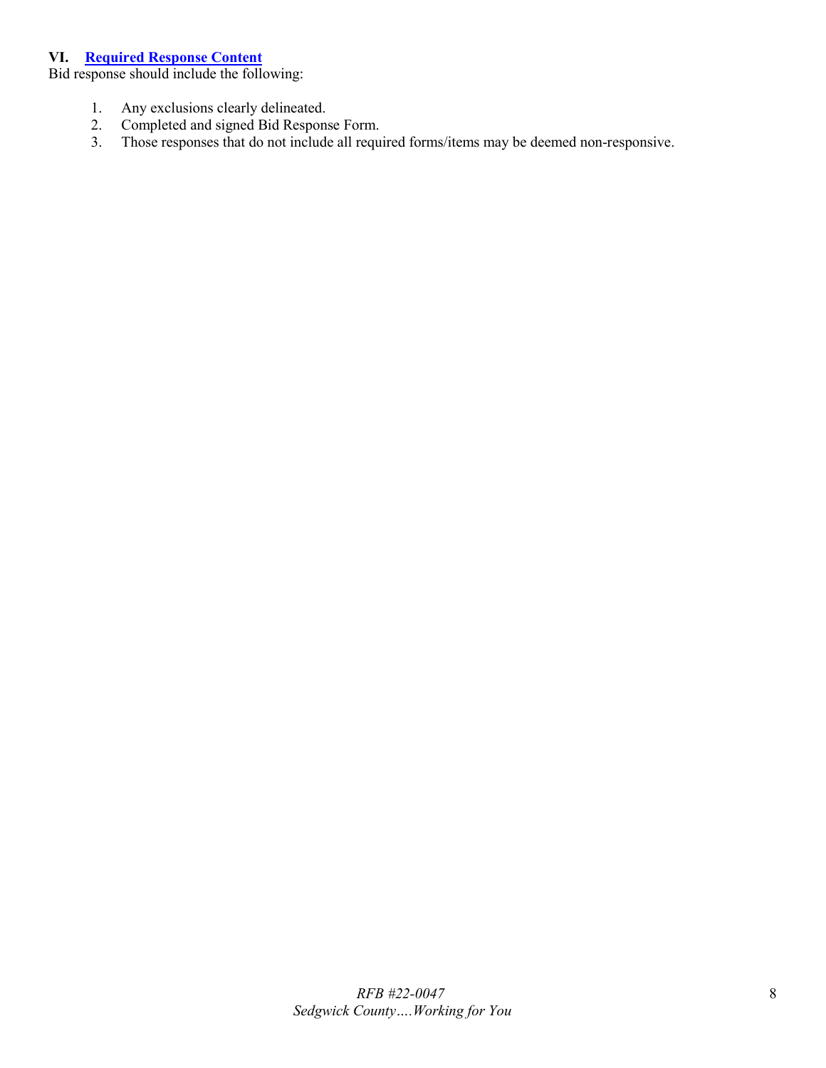## VI. Required Response Content

Bid response should include the following:

1. Any exclusions clearly delineated.
2. Completed and signed Bid Response Form.
3. Those responses that do not include all required forms/items may be deemed non-responsive.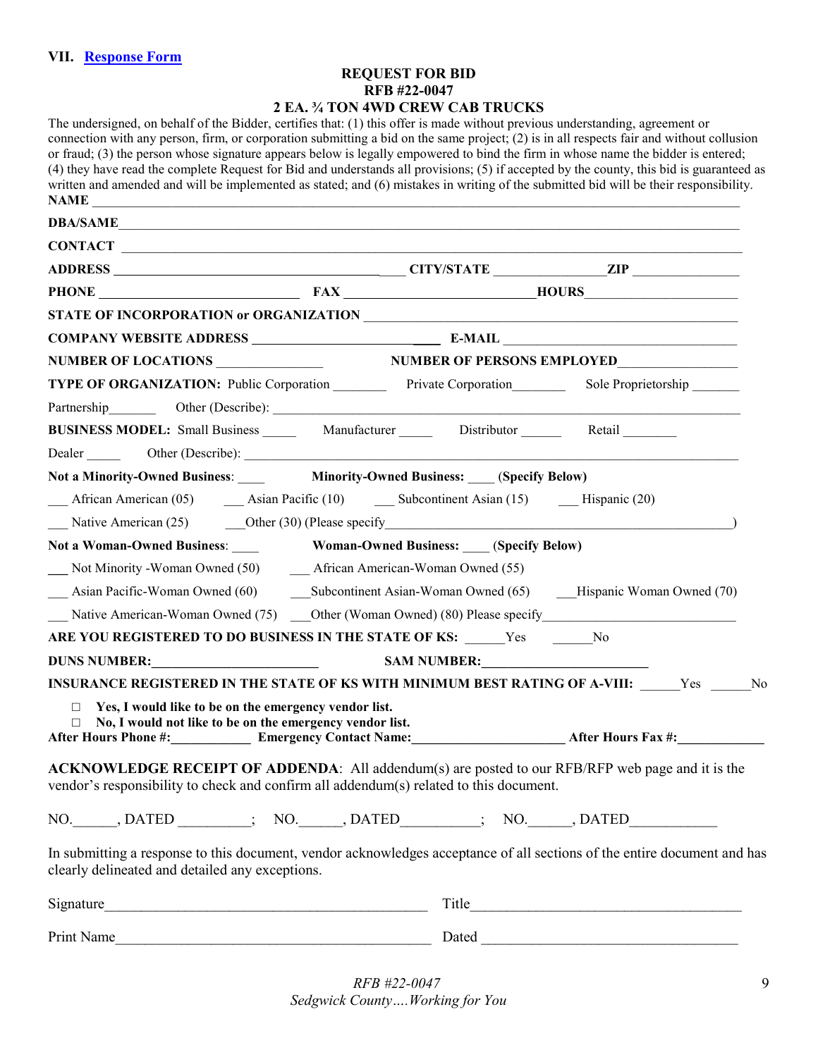## VII. Response Form

**REQUEST FOR BID**
**RFB #22-0047**
**2 EA. ¾ TON 4WD CREW CAB TRUCKS**

The undersigned, on behalf of the Bidder, certifies that: (1) this offer is made without previous understanding, agreement or connection with any person, firm, or corporation submitting a bid on the same project; (2) is in all respects fair and without collusion or fraud; (3) the person whose signature appears below is legally empowered to bind the firm in whose name the bidder is entered; (4) they have read the complete Request for Bid and understands all provisions; (5) if accepted by the county, this bid is guaranteed as written and amended and will be implemented as stated; and (6) mistakes in writing of the submitted bid will be their responsibility.

**NAME** ______________________________________________

**DBA/SAME**______________________________________________

**CONTACT** ______________________________________________

**ADDRESS** ______________________ **CITY/STATE** ______________ **ZIP** ______________

**PHONE** ______________________ **FAX** ______________________ **HOURS**______________

**STATE OF INCORPORATION or ORGANIZATION** ______________________________________

**COMPANY WEBSITE ADDRESS** ______________________ **E-MAIL** ______________________

**NUMBER OF LOCATIONS** ______________ **NUMBER OF PERSONS EMPLOYED**______________

**TYPE OF ORGANIZATION:** Public Corporation ________ Private Corporation________ Sole Proprietorship _______

Partnership_______ Other (Describe): ______________________________________________

**BUSINESS MODEL:** Small Business _____ Manufacturer _____ Distributor ______ Retail ________

Dealer _____ Other (Describe): ______________________________________________

**Not a Minority-Owned Business**: ____ **Minority-Owned Business:** ____ **(Specify Below)**

___ African American (05) ___ Asian Pacific (10) ___ Subcontinent Asian (15) ___ Hispanic (20)

___ Native American (25) ___Other (30) (Please specify______________________________________)

**Not a Woman-Owned Business**: ____ **Woman-Owned Business:** ____ **(Specify Below)**

___ Not Minority -Woman Owned (50) ___ African American-Woman Owned (55)

___ Asian Pacific-Woman Owned (60) ___Subcontinent Asian-Woman Owned (65) ___Hispanic Woman Owned (70)

___ Native American-Woman Owned (75) ___Other (Woman Owned) (80) Please specify__________________________

**ARE YOU REGISTERED TO DO BUSINESS IN THE STATE OF KS:** ______Yes ______No

**DUNS NUMBER:**________________________ **SAM NUMBER:**________________________

**INSURANCE REGISTERED IN THE STATE OF KS WITH MINIMUM BEST RATING OF A-VIII:** ______Yes ______No

□ **Yes, I would like to be on the emergency vendor list.**
□ **No, I would not like to be on the emergency vendor list.**

**After Hours Phone #:**____________ **Emergency Contact Name:**______________________ **After Hours Fax #:**____________

**ACKNOWLEDGE RECEIPT OF ADDENDA**: All addendum(s) are posted to our RFB/RFP web page and it is the vendor's responsibility to check and confirm all addendum(s) related to this document.

NO.______, DATED __________; NO.______, DATED__________; NO.______, DATED____________

In submitting a response to this document, vendor acknowledges acceptance of all sections of the entire document and has clearly delineated and detailed any exceptions.

Signature____________________________________________ Title____________________________________

Print Name__________________________________________ Dated ___________________________________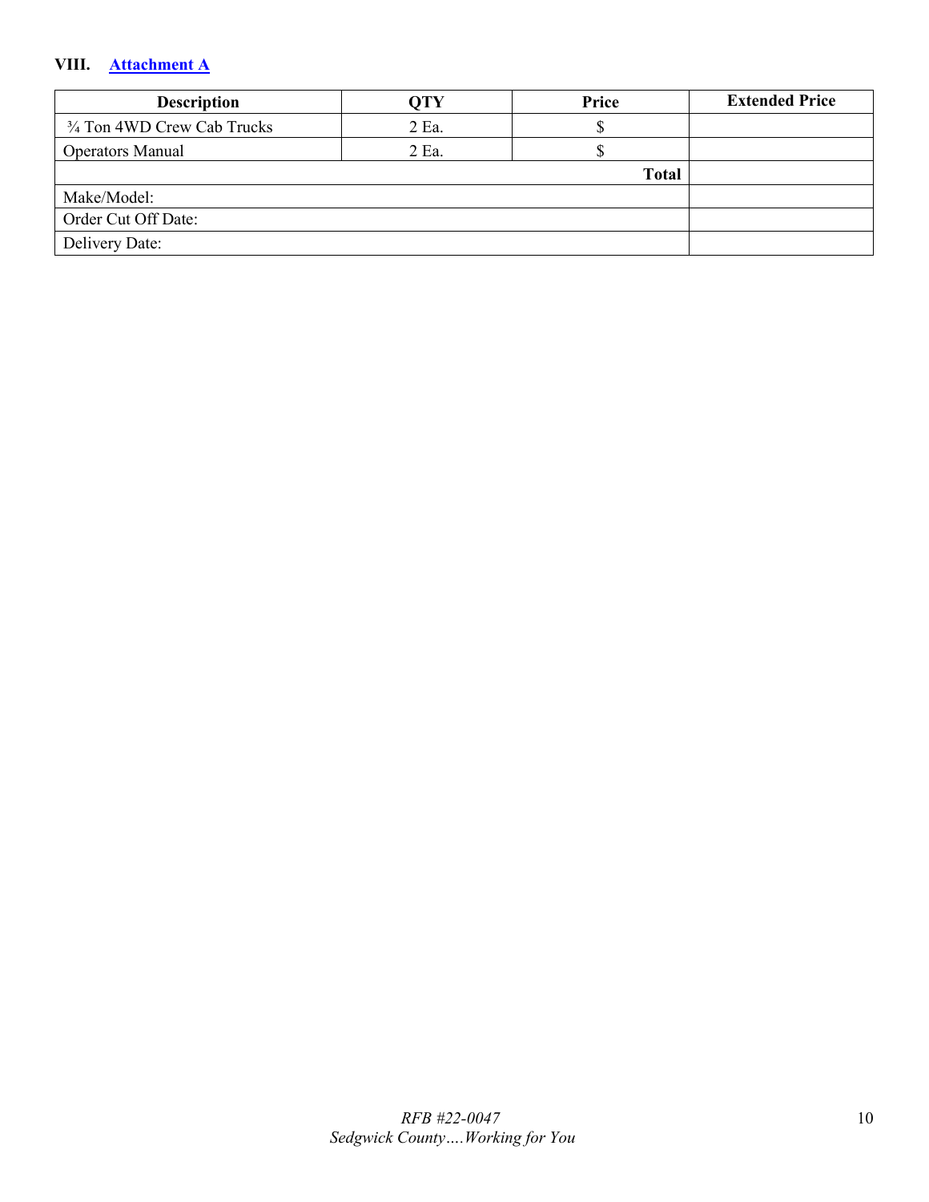## VIII. Attachment A

| Description | QTY | Price | Extended Price |
|---|---|---|---|
| ¾ Ton 4WD Crew Cab Trucks | 2 Ea. | $ | |
| Operators Manual | 2 Ea. | $ | |
| | | **Total** | |
| Make/Model: | | | |
| Order Cut Off Date: | | | |
| Delivery Date: | | | |